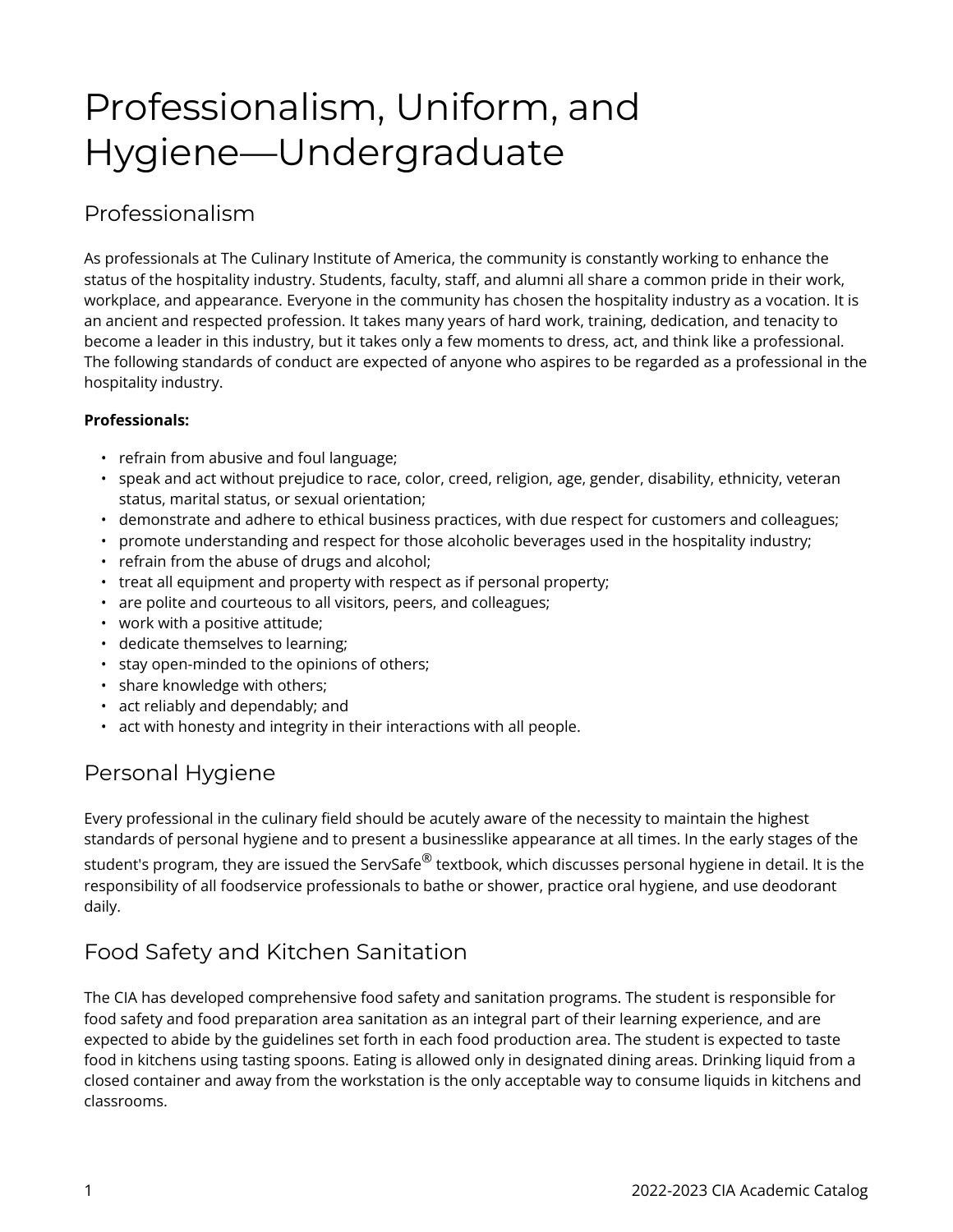# Professionalism, Uniform, and Hygiene—Undergraduate

## Professionalism

As professionals at The Culinary Institute of America, the community is constantly working to enhance the status of the hospitality industry. Students, faculty, staff, and alumni all share a common pride in their work, workplace, and appearance. Everyone in the community has chosen the hospitality industry as a vocation. It is an ancient and respected profession. It takes many years of hard work, training, dedication, and tenacity to become a leader in this industry, but it takes only a few moments to dress, act, and think like a professional. The following standards of conduct are expected of anyone who aspires to be regarded as a professional in the hospitality industry.

**Professionals:**

- refrain from abusive and foul language;
- speak and act without prejudice to race, color, creed, religion, age, gender, disability, ethnicity, veteran status, marital status, or sexual orientation;
- demonstrate and adhere to ethical business practices, with due respect for customers and colleagues;
- promote understanding and respect for those alcoholic beverages used in the hospitality industry;
- refrain from the abuse of drugs and alcohol;
- treat all equipment and property with respect as if personal property;
- are polite and courteous to all visitors, peers, and colleagues;
- work with a positive attitude;
- dedicate themselves to learning;
- stay open-minded to the opinions of others;
- share knowledge with others;
- act reliably and dependably; and
- act with honesty and integrity in their interactions with all people.

## Personal Hygiene

Every professional in the culinary field should be acutely aware of the necessity to maintain the highest standards of personal hygiene and to present a businesslike appearance at all times. In the early stages of the student's program, they are issued the ServSafe® textbook, which discusses personal hygiene in detail. It is the responsibility of all foodservice professionals to bathe or shower, practice oral hygiene, and use deodorant daily.

## Food Safety and Kitchen Sanitation

The CIA has developed comprehensive food safety and sanitation programs. The student is responsible for food safety and food preparation area sanitation as an integral part of their learning experience, and are expected to abide by the guidelines set forth in each food production area. The student is expected to taste food in kitchens using tasting spoons. Eating is allowed only in designated dining areas. Drinking liquid from a closed container and away from the workstation is the only acceptable way to consume liquids in kitchens and classrooms.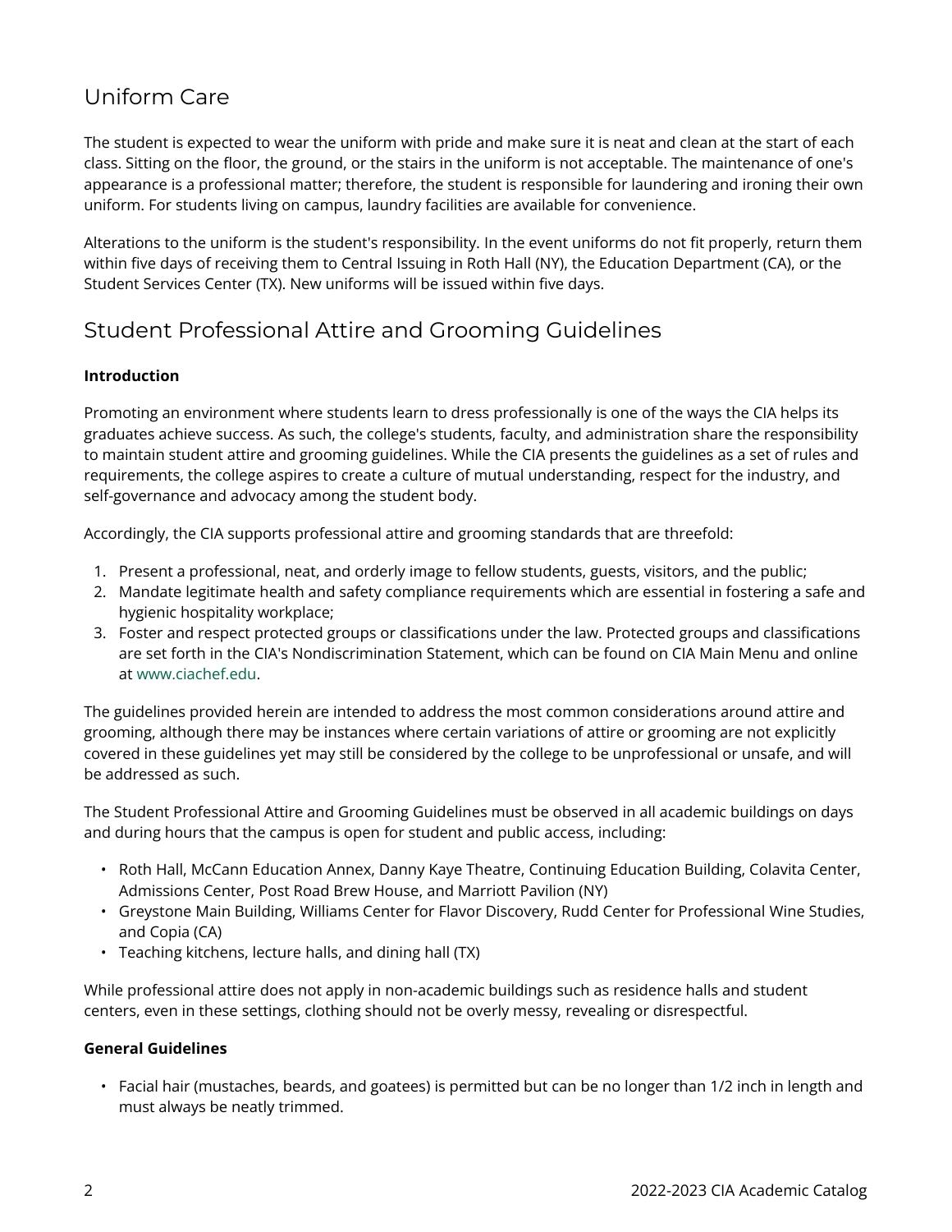## Uniform Care

The student is expected to wear the uniform with pride and make sure it is neat and clean at the start of each class. Sitting on the floor, the ground, or the stairs in the uniform is not acceptable. The maintenance of one's appearance is a professional matter; therefore, the student is responsible for laundering and ironing their own uniform. For students living on campus, laundry facilities are available for convenience.

Alterations to the uniform is the student's responsibility. In the event uniforms do not fit properly, return them within five days of receiving them to Central Issuing in Roth Hall (NY), the Education Department (CA), or the Student Services Center (TX). New uniforms will be issued within five days.

## Student Professional Attire and Grooming Guidelines

**Introduction**

Promoting an environment where students learn to dress professionally is one of the ways the CIA helps its graduates achieve success. As such, the college's students, faculty, and administration share the responsibility to maintain student attire and grooming guidelines. While the CIA presents the guidelines as a set of rules and requirements, the college aspires to create a culture of mutual understanding, respect for the industry, and self-governance and advocacy among the student body.

Accordingly, the CIA supports professional attire and grooming standards that are threefold:

1. Present a professional, neat, and orderly image to fellow students, guests, visitors, and the public;
2. Mandate legitimate health and safety compliance requirements which are essential in fostering a safe and hygienic hospitality workplace;
3. Foster and respect protected groups or classifications under the law. Protected groups and classifications are set forth in the CIA's Nondiscrimination Statement, which can be found on CIA Main Menu and online at www.ciachef.edu.

The guidelines provided herein are intended to address the most common considerations around attire and grooming, although there may be instances where certain variations of attire or grooming are not explicitly covered in these guidelines yet may still be considered by the college to be unprofessional or unsafe, and will be addressed as such.

The Student Professional Attire and Grooming Guidelines must be observed in all academic buildings on days and during hours that the campus is open for student and public access, including:

- Roth Hall, McCann Education Annex, Danny Kaye Theatre, Continuing Education Building, Colavita Center, Admissions Center, Post Road Brew House, and Marriott Pavilion (NY)
- Greystone Main Building, Williams Center for Flavor Discovery, Rudd Center for Professional Wine Studies, and Copia (CA)
- Teaching kitchens, lecture halls, and dining hall (TX)

While professional attire does not apply in non-academic buildings such as residence halls and student centers, even in these settings, clothing should not be overly messy, revealing or disrespectful.

**General Guidelines**

- Facial hair (mustaches, beards, and goatees) is permitted but can be no longer than 1/2 inch in length and must always be neatly trimmed.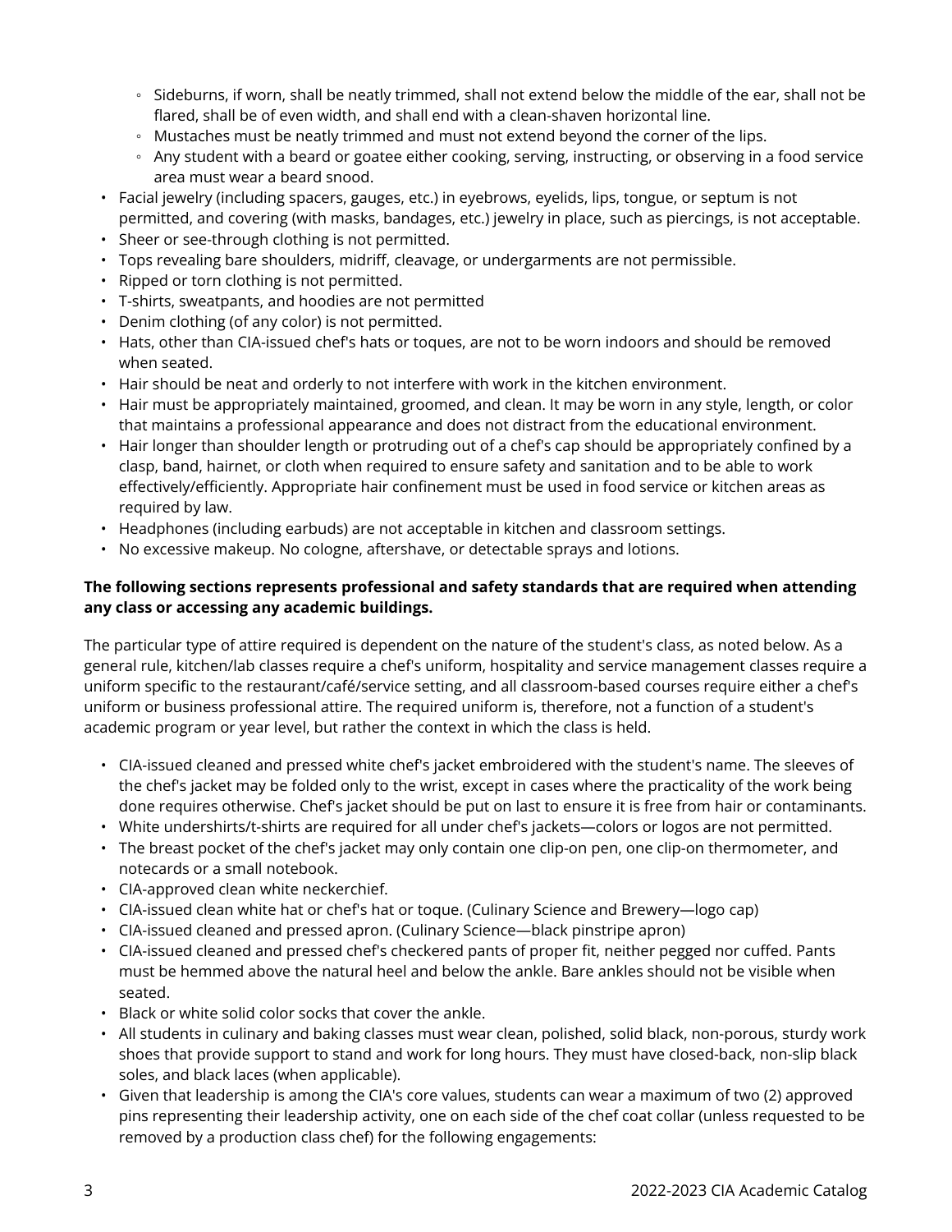- Sideburns, if worn, shall be neatly trimmed, shall not extend below the middle of the ear, shall not be flared, shall be of even width, and shall end with a clean-shaven horizontal line.
   - Mustaches must be neatly trimmed and must not extend beyond the corner of the lips.
   - Any student with a beard or goatee either cooking, serving, instructing, or observing in a food service area must wear a beard snood.
- Facial jewelry (including spacers, gauges, etc.) in eyebrows, eyelids, lips, tongue, or septum is not permitted, and covering (with masks, bandages, etc.) jewelry in place, such as piercings, is not acceptable.
- Sheer or see-through clothing is not permitted.
- Tops revealing bare shoulders, midriff, cleavage, or undergarments are not permissible.
- Ripped or torn clothing is not permitted.
- T-shirts, sweatpants, and hoodies are not permitted
- Denim clothing (of any color) is not permitted.
- Hats, other than CIA-issued chef's hats or toques, are not to be worn indoors and should be removed when seated.
- Hair should be neat and orderly to not interfere with work in the kitchen environment.
- Hair must be appropriately maintained, groomed, and clean. It may be worn in any style, length, or color that maintains a professional appearance and does not distract from the educational environment.
- Hair longer than shoulder length or protruding out of a chef's cap should be appropriately confined by a clasp, band, hairnet, or cloth when required to ensure safety and sanitation and to be able to work effectively/efficiently. Appropriate hair confinement must be used in food service or kitchen areas as required by law.
- Headphones (including earbuds) are not acceptable in kitchen and classroom settings.
- No excessive makeup. No cologne, aftershave, or detectable sprays and lotions.

**The following sections represents professional and safety standards that are required when attending any class or accessing any academic buildings.**

The particular type of attire required is dependent on the nature of the student's class, as noted below. As a general rule, kitchen/lab classes require a chef's uniform, hospitality and service management classes require a uniform specific to the restaurant/café/service setting, and all classroom-based courses require either a chef's uniform or business professional attire. The required uniform is, therefore, not a function of a student's academic program or year level, but rather the context in which the class is held.

- CIA-issued cleaned and pressed white chef's jacket embroidered with the student's name. The sleeves of the chef's jacket may be folded only to the wrist, except in cases where the practicality of the work being done requires otherwise. Chef's jacket should be put on last to ensure it is free from hair or contaminants.
- White undershirts/t-shirts are required for all under chef's jackets—colors or logos are not permitted.
- The breast pocket of the chef's jacket may only contain one clip-on pen, one clip-on thermometer, and notecards or a small notebook.
- CIA-approved clean white neckerchief.
- CIA-issued clean white hat or chef's hat or toque. (Culinary Science and Brewery—logo cap)
- CIA-issued cleaned and pressed apron. (Culinary Science—black pinstripe apron)
- CIA-issued cleaned and pressed chef's checkered pants of proper fit, neither pegged nor cuffed. Pants must be hemmed above the natural heel and below the ankle. Bare ankles should not be visible when seated.
- Black or white solid color socks that cover the ankle.
- All students in culinary and baking classes must wear clean, polished, solid black, non-porous, sturdy work shoes that provide support to stand and work for long hours. They must have closed-back, non-slip black soles, and black laces (when applicable).
- Given that leadership is among the CIA's core values, students can wear a maximum of two (2) approved pins representing their leadership activity, one on each side of the chef coat collar (unless requested to be removed by a production class chef) for the following engagements: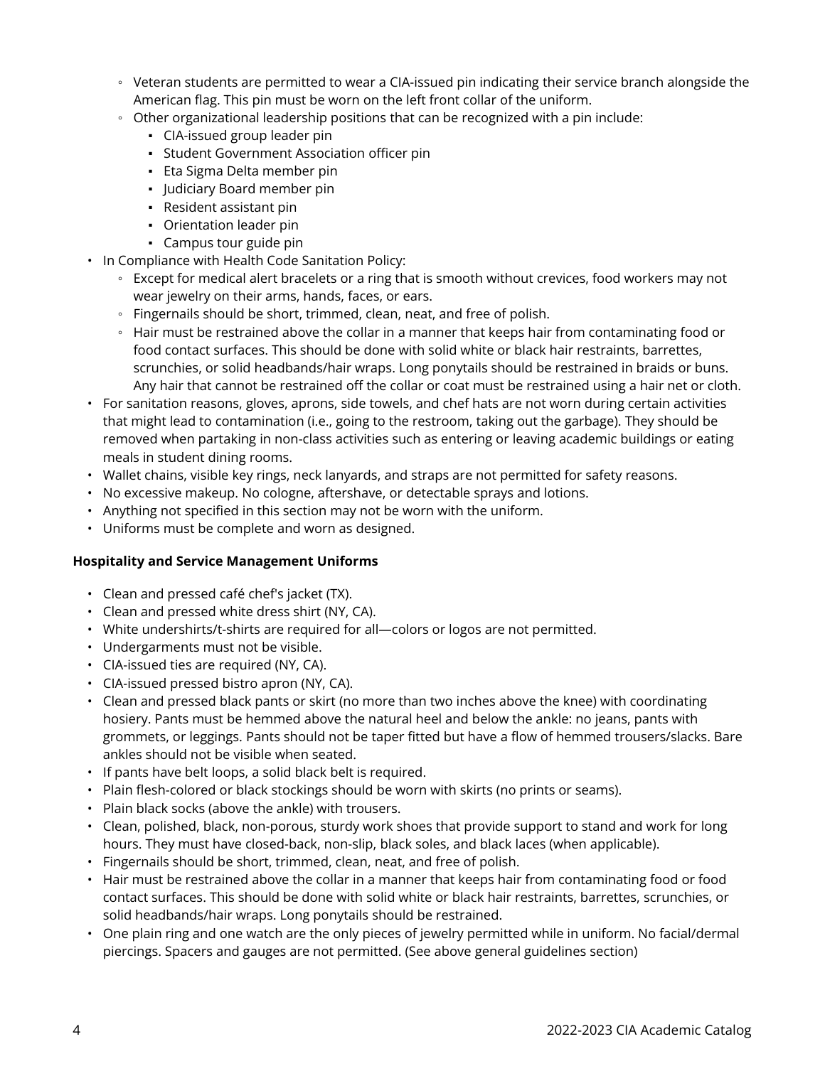- Veteran students are permitted to wear a CIA-issued pin indicating their service branch alongside the American flag. This pin must be worn on the left front collar of the uniform.
    - Other organizational leadership positions that can be recognized with a pin include:
        - CIA-issued group leader pin
        - Student Government Association officer pin
        - Eta Sigma Delta member pin
        - Judiciary Board member pin
        - Resident assistant pin
        - Orientation leader pin
        - Campus tour guide pin
- In Compliance with Health Code Sanitation Policy:
    - Except for medical alert bracelets or a ring that is smooth without crevices, food workers may not wear jewelry on their arms, hands, faces, or ears.
    - Fingernails should be short, trimmed, clean, neat, and free of polish.
    - Hair must be restrained above the collar in a manner that keeps hair from contaminating food or food contact surfaces. This should be done with solid white or black hair restraints, barrettes, scrunchies, or solid headbands/hair wraps. Long ponytails should be restrained in braids or buns. Any hair that cannot be restrained off the collar or coat must be restrained using a hair net or cloth.
- For sanitation reasons, gloves, aprons, side towels, and chef hats are not worn during certain activities that might lead to contamination (i.e., going to the restroom, taking out the garbage). They should be removed when partaking in non-class activities such as entering or leaving academic buildings or eating meals in student dining rooms.
- Wallet chains, visible key rings, neck lanyards, and straps are not permitted for safety reasons.
- No excessive makeup. No cologne, aftershave, or detectable sprays and lotions.
- Anything not specified in this section may not be worn with the uniform.
- Uniforms must be complete and worn as designed.

**Hospitality and Service Management Uniforms**

- Clean and pressed café chef's jacket (TX).
- Clean and pressed white dress shirt (NY, CA).
- White undershirts/t-shirts are required for all—colors or logos are not permitted.
- Undergarments must not be visible.
- CIA-issued ties are required (NY, CA).
- CIA-issued pressed bistro apron (NY, CA).
- Clean and pressed black pants or skirt (no more than two inches above the knee) with coordinating hosiery. Pants must be hemmed above the natural heel and below the ankle: no jeans, pants with grommets, or leggings. Pants should not be taper fitted but have a flow of hemmed trousers/slacks. Bare ankles should not be visible when seated.
- If pants have belt loops, a solid black belt is required.
- Plain flesh-colored or black stockings should be worn with skirts (no prints or seams).
- Plain black socks (above the ankle) with trousers.
- Clean, polished, black, non-porous, sturdy work shoes that provide support to stand and work for long hours. They must have closed-back, non-slip, black soles, and black laces (when applicable).
- Fingernails should be short, trimmed, clean, neat, and free of polish.
- Hair must be restrained above the collar in a manner that keeps hair from contaminating food or food contact surfaces. This should be done with solid white or black hair restraints, barrettes, scrunchies, or solid headbands/hair wraps. Long ponytails should be restrained.
- One plain ring and one watch are the only pieces of jewelry permitted while in uniform. No facial/dermal piercings. Spacers and gauges are not permitted. (See above general guidelines section)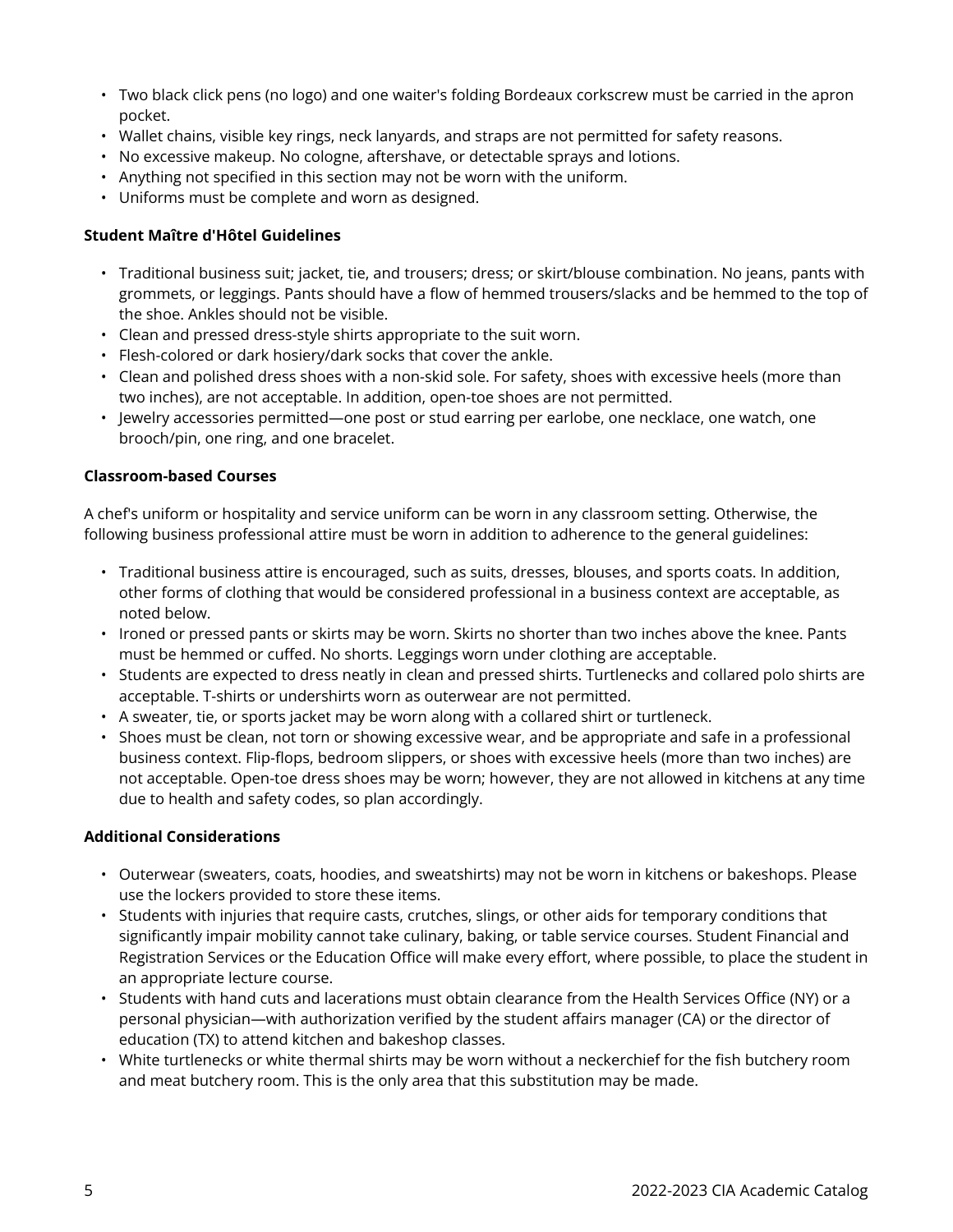- Two black click pens (no logo) and one waiter's folding Bordeaux corkscrew must be carried in the apron pocket.
- Wallet chains, visible key rings, neck lanyards, and straps are not permitted for safety reasons.
- No excessive makeup. No cologne, aftershave, or detectable sprays and lotions.
- Anything not specified in this section may not be worn with the uniform.
- Uniforms must be complete and worn as designed.

**Student Maître d'Hôtel Guidelines**

- Traditional business suit; jacket, tie, and trousers; dress; or skirt/blouse combination. No jeans, pants with grommets, or leggings. Pants should have a flow of hemmed trousers/slacks and be hemmed to the top of the shoe. Ankles should not be visible.
- Clean and pressed dress-style shirts appropriate to the suit worn.
- Flesh-colored or dark hosiery/dark socks that cover the ankle.
- Clean and polished dress shoes with a non-skid sole. For safety, shoes with excessive heels (more than two inches), are not acceptable. In addition, open-toe shoes are not permitted.
- Jewelry accessories permitted—one post or stud earring per earlobe, one necklace, one watch, one brooch/pin, one ring, and one bracelet.

**Classroom-based Courses**

A chef's uniform or hospitality and service uniform can be worn in any classroom setting. Otherwise, the following business professional attire must be worn in addition to adherence to the general guidelines:

- Traditional business attire is encouraged, such as suits, dresses, blouses, and sports coats. In addition, other forms of clothing that would be considered professional in a business context are acceptable, as noted below.
- Ironed or pressed pants or skirts may be worn. Skirts no shorter than two inches above the knee. Pants must be hemmed or cuffed. No shorts. Leggings worn under clothing are acceptable.
- Students are expected to dress neatly in clean and pressed shirts. Turtlenecks and collared polo shirts are acceptable. T-shirts or undershirts worn as outerwear are not permitted.
- A sweater, tie, or sports jacket may be worn along with a collared shirt or turtleneck.
- Shoes must be clean, not torn or showing excessive wear, and be appropriate and safe in a professional business context. Flip-flops, bedroom slippers, or shoes with excessive heels (more than two inches) are not acceptable. Open-toe dress shoes may be worn; however, they are not allowed in kitchens at any time due to health and safety codes, so plan accordingly.

**Additional Considerations**

- Outerwear (sweaters, coats, hoodies, and sweatshirts) may not be worn in kitchens or bakeshops. Please use the lockers provided to store these items.
- Students with injuries that require casts, crutches, slings, or other aids for temporary conditions that significantly impair mobility cannot take culinary, baking, or table service courses. Student Financial and Registration Services or the Education Office will make every effort, where possible, to place the student in an appropriate lecture course.
- Students with hand cuts and lacerations must obtain clearance from the Health Services Office (NY) or a personal physician—with authorization verified by the student affairs manager (CA) or the director of education (TX) to attend kitchen and bakeshop classes.
- White turtlenecks or white thermal shirts may be worn without a neckerchief for the fish butchery room and meat butchery room. This is the only area that this substitution may be made.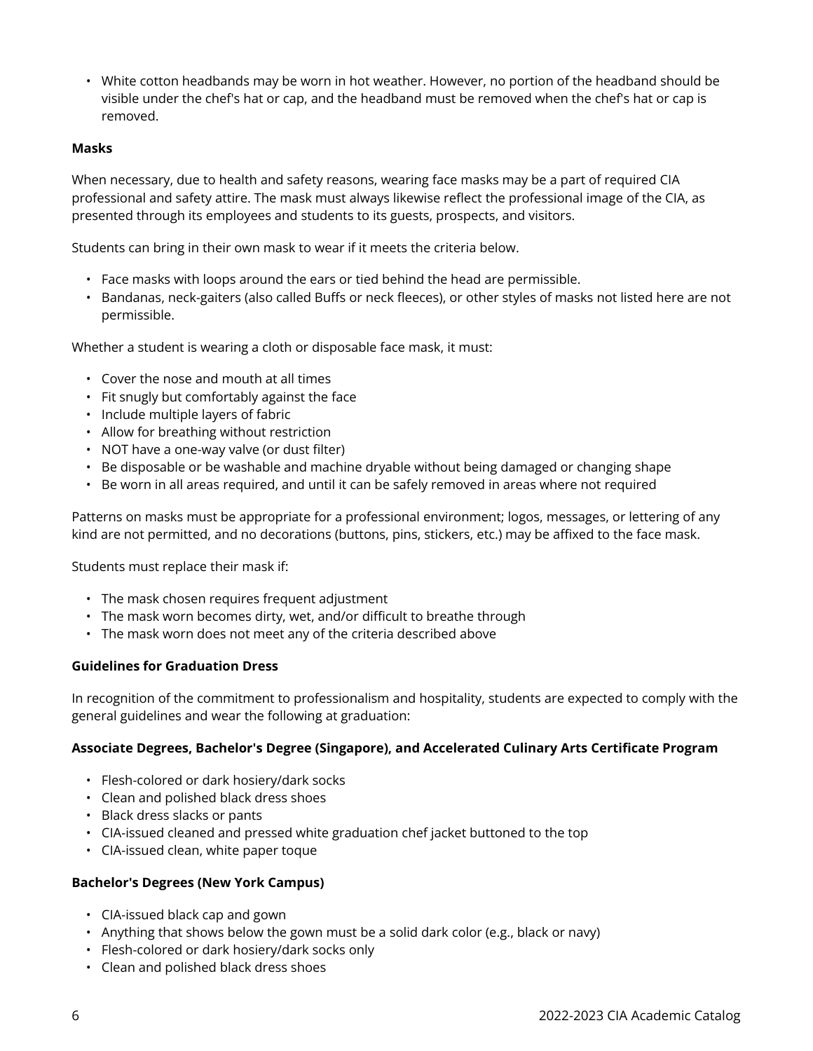- White cotton headbands may be worn in hot weather. However, no portion of the headband should be visible under the chef's hat or cap, and the headband must be removed when the chef's hat or cap is removed.

**Masks**

When necessary, due to health and safety reasons, wearing face masks may be a part of required CIA professional and safety attire. The mask must always likewise reflect the professional image of the CIA, as presented through its employees and students to its guests, prospects, and visitors.

Students can bring in their own mask to wear if it meets the criteria below.

- Face masks with loops around the ears or tied behind the head are permissible.
- Bandanas, neck-gaiters (also called Buffs or neck fleeces), or other styles of masks not listed here are not permissible.

Whether a student is wearing a cloth or disposable face mask, it must:

- Cover the nose and mouth at all times
- Fit snugly but comfortably against the face
- Include multiple layers of fabric
- Allow for breathing without restriction
- NOT have a one-way valve (or dust filter)
- Be disposable or be washable and machine dryable without being damaged or changing shape
- Be worn in all areas required, and until it can be safely removed in areas where not required

Patterns on masks must be appropriate for a professional environment; logos, messages, or lettering of any kind are not permitted, and no decorations (buttons, pins, stickers, etc.) may be affixed to the face mask.

Students must replace their mask if:

- The mask chosen requires frequent adjustment
- The mask worn becomes dirty, wet, and/or difficult to breathe through
- The mask worn does not meet any of the criteria described above

**Guidelines for Graduation Dress**

In recognition of the commitment to professionalism and hospitality, students are expected to comply with the general guidelines and wear the following at graduation:

**Associate Degrees, Bachelor's Degree (Singapore), and Accelerated Culinary Arts Certificate Program**

- Flesh-colored or dark hosiery/dark socks
- Clean and polished black dress shoes
- Black dress slacks or pants
- CIA-issued cleaned and pressed white graduation chef jacket buttoned to the top
- CIA-issued clean, white paper toque

**Bachelor's Degrees (New York Campus)**

- CIA-issued black cap and gown
- Anything that shows below the gown must be a solid dark color (e.g., black or navy)
- Flesh-colored or dark hosiery/dark socks only
- Clean and polished black dress shoes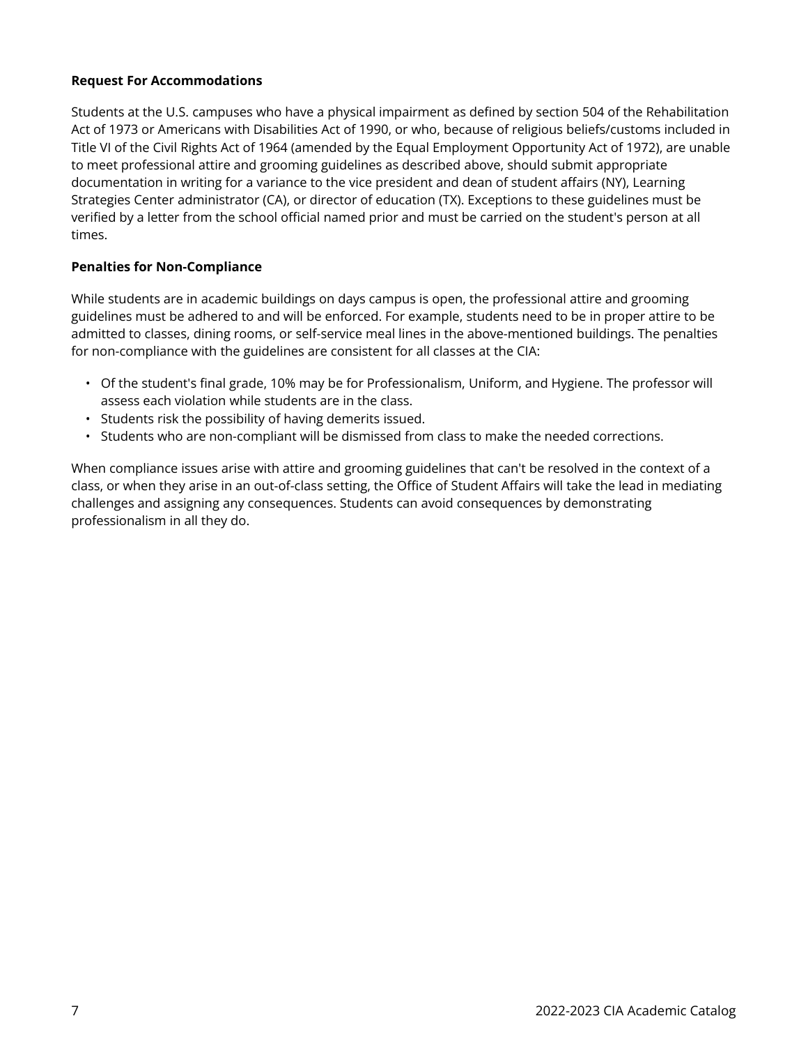**Request For Accommodations**

Students at the U.S. campuses who have a physical impairment as defined by section 504 of the Rehabilitation Act of 1973 or Americans with Disabilities Act of 1990, or who, because of religious beliefs/customs included in Title VI of the Civil Rights Act of 1964 (amended by the Equal Employment Opportunity Act of 1972), are unable to meet professional attire and grooming guidelines as described above, should submit appropriate documentation in writing for a variance to the vice president and dean of student affairs (NY), Learning Strategies Center administrator (CA), or director of education (TX). Exceptions to these guidelines must be verified by a letter from the school official named prior and must be carried on the student's person at all times.

**Penalties for Non-Compliance**

While students are in academic buildings on days campus is open, the professional attire and grooming guidelines must be adhered to and will be enforced. For example, students need to be in proper attire to be admitted to classes, dining rooms, or self-service meal lines in the above-mentioned buildings. The penalties for non-compliance with the guidelines are consistent for all classes at the CIA:

- Of the student's final grade, 10% may be for Professionalism, Uniform, and Hygiene. The professor will assess each violation while students are in the class.
- Students risk the possibility of having demerits issued.
- Students who are non-compliant will be dismissed from class to make the needed corrections.

When compliance issues arise with attire and grooming guidelines that can't be resolved in the context of a class, or when they arise in an out-of-class setting, the Office of Student Affairs will take the lead in mediating challenges and assigning any consequences. Students can avoid consequences by demonstrating professionalism in all they do.